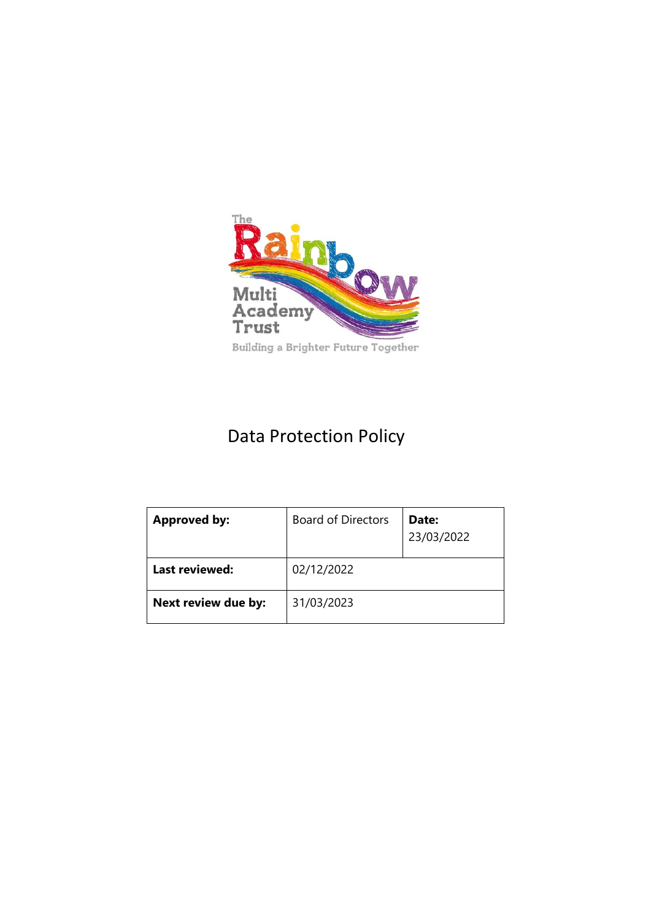# Data Protection Policy

| **Approved by:** | Board of Directors | **Date:** 23/03/2022 |
|---|---|---|
| **Last reviewed:** | 02/12/2022 | |
| **Next review due by:** | 31/03/2023 | |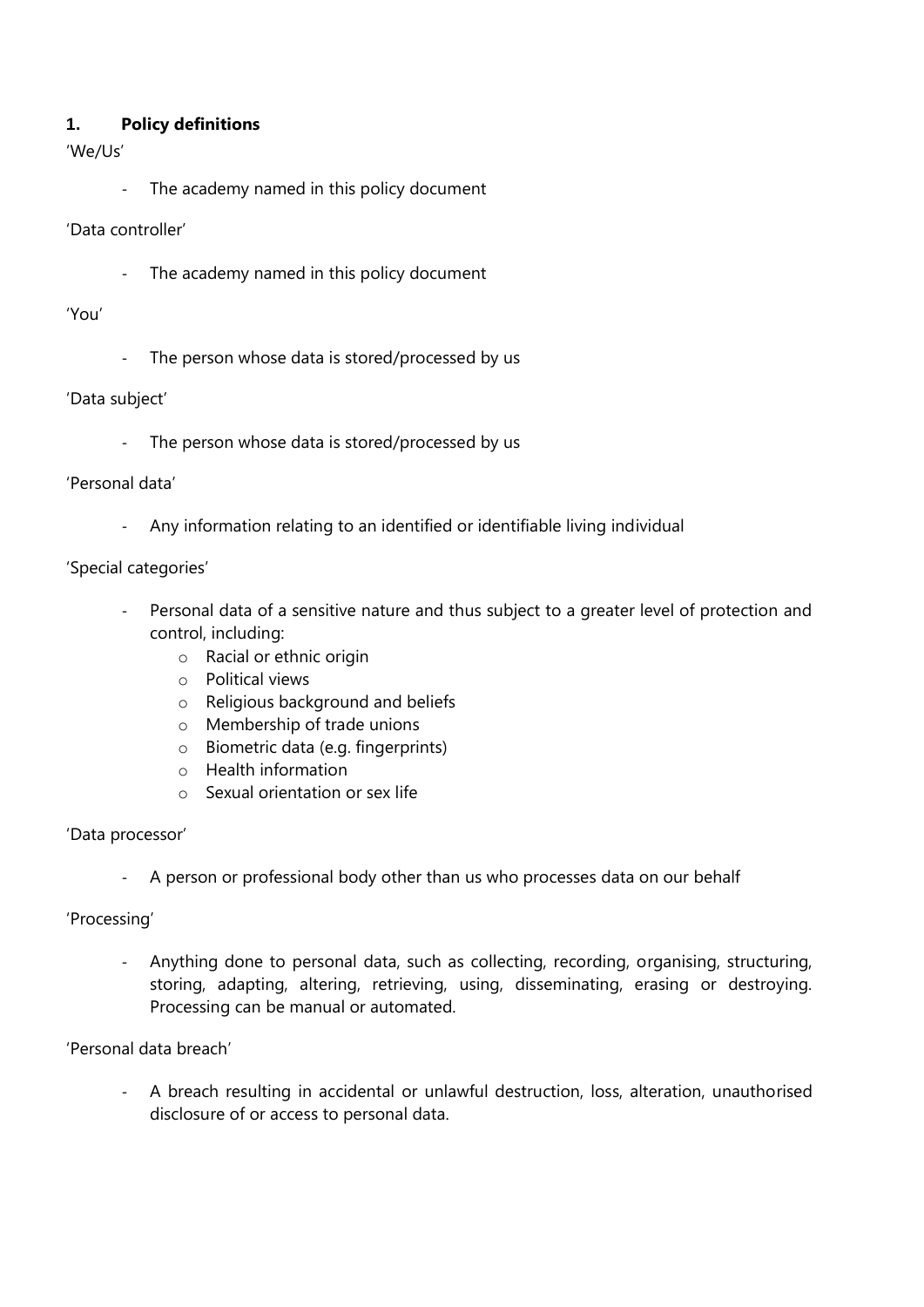## 1. Policy definitions

'We/Us'

- The academy named in this policy document

'Data controller'

- The academy named in this policy document

'You'

- The person whose data is stored/processed by us

'Data subject'

- The person whose data is stored/processed by us

'Personal data'

- Any information relating to an identified or identifiable living individual

'Special categories'

- Personal data of a sensitive nature and thus subject to a greater level of protection and control, including:
  - Racial or ethnic origin
  - Political views
  - Religious background and beliefs
  - Membership of trade unions
  - Biometric data (e.g. fingerprints)
  - Health information
  - Sexual orientation or sex life

'Data processor'

- A person or professional body other than us who processes data on our behalf

'Processing'

- Anything done to personal data, such as collecting, recording, organising, structuring, storing, adapting, altering, retrieving, using, disseminating, erasing or destroying. Processing can be manual or automated.

'Personal data breach'

- A breach resulting in accidental or unlawful destruction, loss, alteration, unauthorised disclosure of or access to personal data.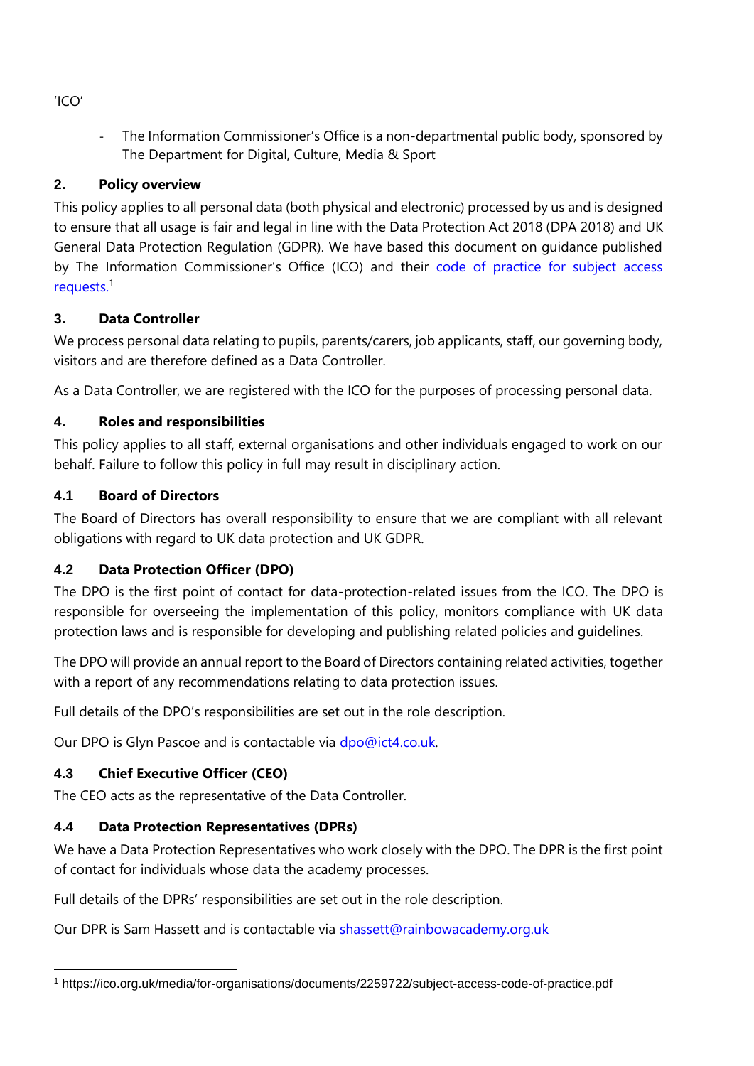'ICO'

- The Information Commissioner's Office is a non-departmental public body, sponsored by The Department for Digital, Culture, Media & Sport

## 2. Policy overview

This policy applies to all personal data (both physical and electronic) processed by us and is designed to ensure that all usage is fair and legal in line with the Data Protection Act 2018 (DPA 2018) and UK General Data Protection Regulation (GDPR). We have based this document on guidance published by The Information Commissioner's Office (ICO) and their code of practice for subject access requests.[1]

## 3. Data Controller

We process personal data relating to pupils, parents/carers, job applicants, staff, our governing body, visitors and are therefore defined as a Data Controller.

As a Data Controller, we are registered with the ICO for the purposes of processing personal data.

## 4. Roles and responsibilities

This policy applies to all staff, external organisations and other individuals engaged to work on our behalf. Failure to follow this policy in full may result in disciplinary action.

### 4.1 Board of Directors

The Board of Directors has overall responsibility to ensure that we are compliant with all relevant obligations with regard to UK data protection and UK GDPR.

### 4.2 Data Protection Officer (DPO)

The DPO is the first point of contact for data-protection-related issues from the ICO. The DPO is responsible for overseeing the implementation of this policy, monitors compliance with UK data protection laws and is responsible for developing and publishing related policies and guidelines.

The DPO will provide an annual report to the Board of Directors containing related activities, together with a report of any recommendations relating to data protection issues.

Full details of the DPO's responsibilities are set out in the role description.

Our DPO is Glyn Pascoe and is contactable via dpo@ict4.co.uk.

### 4.3 Chief Executive Officer (CEO)

The CEO acts as the representative of the Data Controller.

### 4.4 Data Protection Representatives (DPRs)

We have a Data Protection Representatives who work closely with the DPO. The DPR is the first point of contact for individuals whose data the academy processes.

Full details of the DPRs' responsibilities are set out in the role description.

Our DPR is Sam Hassett and is contactable via shassett@rainbowacademy.org.uk

---

[1] https://ico.org.uk/media/for-organisations/documents/2259722/subject-access-code-of-practice.pdf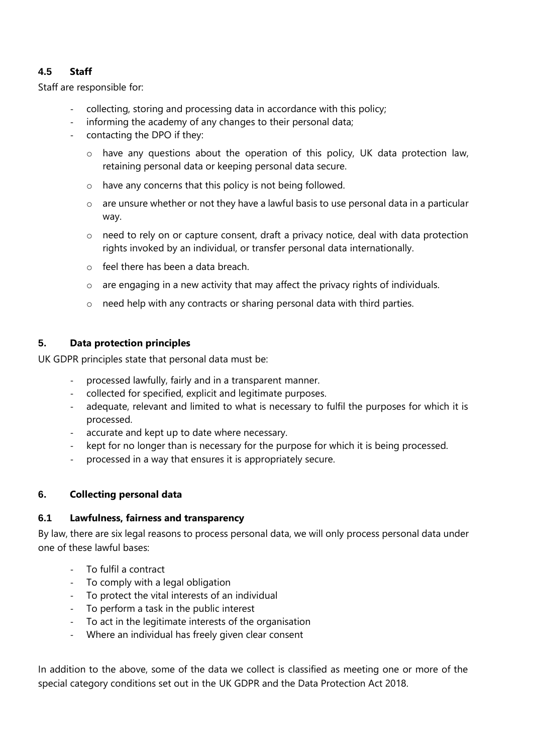### 4.5 Staff

Staff are responsible for:

- collecting, storing and processing data in accordance with this policy;
- informing the academy of any changes to their personal data;
- contacting the DPO if they:
  - have any questions about the operation of this policy, UK data protection law, retaining personal data or keeping personal data secure.
  - have any concerns that this policy is not being followed.
  - are unsure whether or not they have a lawful basis to use personal data in a particular way.
  - need to rely on or capture consent, draft a privacy notice, deal with data protection rights invoked by an individual, or transfer personal data internationally.
  - feel there has been a data breach.
  - are engaging in a new activity that may affect the privacy rights of individuals.
  - need help with any contracts or sharing personal data with third parties.

## 5. Data protection principles

UK GDPR principles state that personal data must be:

- processed lawfully, fairly and in a transparent manner.
- collected for specified, explicit and legitimate purposes.
- adequate, relevant and limited to what is necessary to fulfil the purposes for which it is processed.
- accurate and kept up to date where necessary.
- kept for no longer than is necessary for the purpose for which it is being processed.
- processed in a way that ensures it is appropriately secure.

## 6. Collecting personal data

### 6.1 Lawfulness, fairness and transparency

By law, there are six legal reasons to process personal data, we will only process personal data under one of these lawful bases:

- To fulfil a contract
- To comply with a legal obligation
- To protect the vital interests of an individual
- To perform a task in the public interest
- To act in the legitimate interests of the organisation
- Where an individual has freely given clear consent

In addition to the above, some of the data we collect is classified as meeting one or more of the special category conditions set out in the UK GDPR and the Data Protection Act 2018.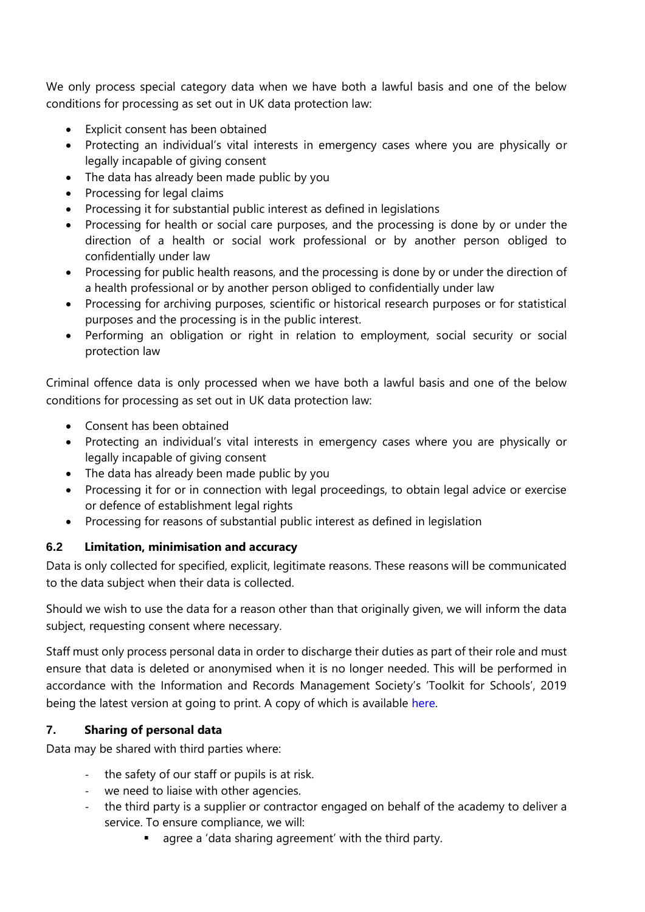We only process special category data when we have both a lawful basis and one of the below conditions for processing as set out in UK data protection law:

- Explicit consent has been obtained
- Protecting an individual's vital interests in emergency cases where you are physically or legally incapable of giving consent
- The data has already been made public by you
- Processing for legal claims
- Processing it for substantial public interest as defined in legislations
- Processing for health or social care purposes, and the processing is done by or under the direction of a health or social work professional or by another person obliged to confidentially under law
- Processing for public health reasons, and the processing is done by or under the direction of a health professional or by another person obliged to confidentially under law
- Processing for archiving purposes, scientific or historical research purposes or for statistical purposes and the processing is in the public interest.
- Performing an obligation or right in relation to employment, social security or social protection law

Criminal offence data is only processed when we have both a lawful basis and one of the below conditions for processing as set out in UK data protection law:

- Consent has been obtained
- Protecting an individual's vital interests in emergency cases where you are physically or legally incapable of giving consent
- The data has already been made public by you
- Processing it for or in connection with legal proceedings, to obtain legal advice or exercise or defence of establishment legal rights
- Processing for reasons of substantial public interest as defined in legislation

### 6.2 Limitation, minimisation and accuracy

Data is only collected for specified, explicit, legitimate reasons. These reasons will be communicated to the data subject when their data is collected.

Should we wish to use the data for a reason other than that originally given, we will inform the data subject, requesting consent where necessary.

Staff must only process personal data in order to discharge their duties as part of their role and must ensure that data is deleted or anonymised when it is no longer needed. This will be performed in accordance with the Information and Records Management Society's 'Toolkit for Schools', 2019 being the latest version at going to print. A copy of which is available here.

## 7. Sharing of personal data

Data may be shared with third parties where:

- the safety of our staff or pupils is at risk.
- we need to liaise with other agencies.
- the third party is a supplier or contractor engaged on behalf of the academy to deliver a service. To ensure compliance, we will:
    - agree a 'data sharing agreement' with the third party.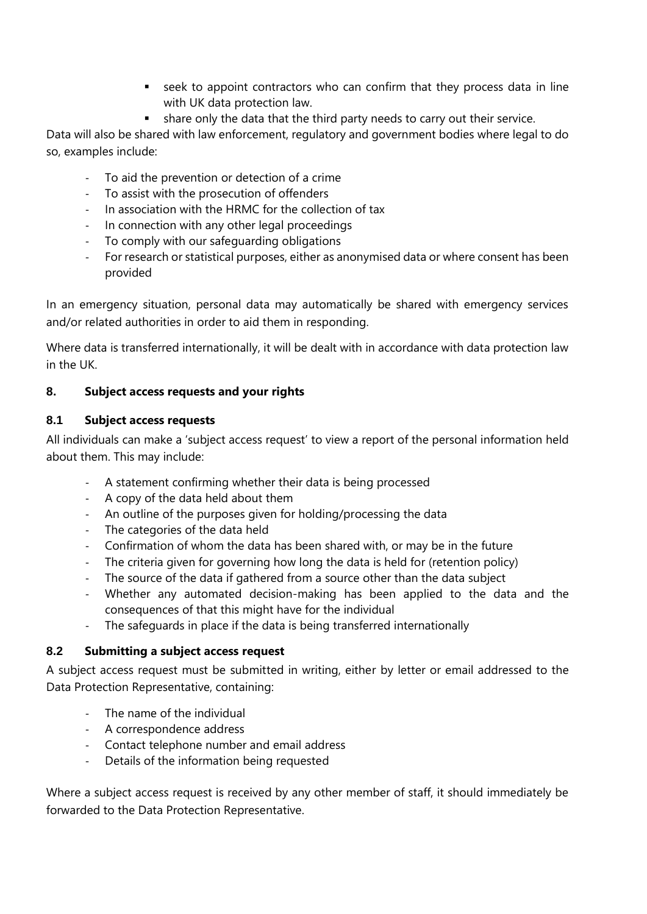- seek to appoint contractors who can confirm that they process data in line with UK data protection law.
- share only the data that the third party needs to carry out their service.

Data will also be shared with law enforcement, regulatory and government bodies where legal to do so, examples include:

- To aid the prevention or detection of a crime
- To assist with the prosecution of offenders
- In association with the HRMC for the collection of tax
- In connection with any other legal proceedings
- To comply with our safeguarding obligations
- For research or statistical purposes, either as anonymised data or where consent has been provided

In an emergency situation, personal data may automatically be shared with emergency services and/or related authorities in order to aid them in responding.

Where data is transferred internationally, it will be dealt with in accordance with data protection law in the UK.

## 8. Subject access requests and your rights

### 8.1 Subject access requests

All individuals can make a 'subject access request' to view a report of the personal information held about them. This may include:

- A statement confirming whether their data is being processed
- A copy of the data held about them
- An outline of the purposes given for holding/processing the data
- The categories of the data held
- Confirmation of whom the data has been shared with, or may be in the future
- The criteria given for governing how long the data is held for (retention policy)
- The source of the data if gathered from a source other than the data subject
- Whether any automated decision-making has been applied to the data and the consequences of that this might have for the individual
- The safeguards in place if the data is being transferred internationally

### 8.2 Submitting a subject access request

A subject access request must be submitted in writing, either by letter or email addressed to the Data Protection Representative, containing:

- The name of the individual
- A correspondence address
- Contact telephone number and email address
- Details of the information being requested

Where a subject access request is received by any other member of staff, it should immediately be forwarded to the Data Protection Representative.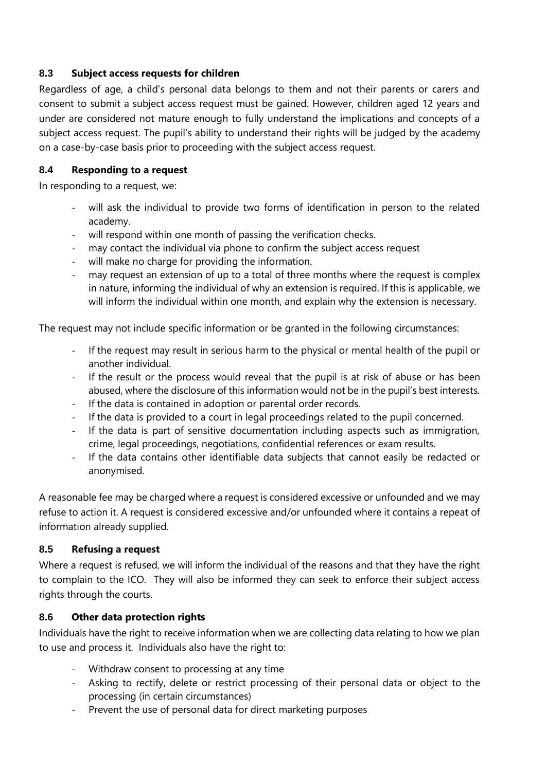### 8.3 Subject access requests for children

Regardless of age, a child's personal data belongs to them and not their parents or carers and consent to submit a subject access request must be gained. However, children aged 12 years and under are considered not mature enough to fully understand the implications and concepts of a subject access request. The pupil's ability to understand their rights will be judged by the academy on a case-by-case basis prior to proceeding with the subject access request.

### 8.4 Responding to a request

In responding to a request, we:

- will ask the individual to provide two forms of identification in person to the related academy.
- will respond within one month of passing the verification checks.
- may contact the individual via phone to confirm the subject access request
- will make no charge for providing the information.
- may request an extension of up to a total of three months where the request is complex in nature, informing the individual of why an extension is required. If this is applicable, we will inform the individual within one month, and explain why the extension is necessary.

The request may not include specific information or be granted in the following circumstances:

- If the request may result in serious harm to the physical or mental health of the pupil or another individual.
- If the result or the process would reveal that the pupil is at risk of abuse or has been abused, where the disclosure of this information would not be in the pupil's best interests.
- If the data is contained in adoption or parental order records.
- If the data is provided to a court in legal proceedings related to the pupil concerned.
- If the data is part of sensitive documentation including aspects such as immigration, crime, legal proceedings, negotiations, confidential references or exam results.
- If the data contains other identifiable data subjects that cannot easily be redacted or anonymised.

A reasonable fee may be charged where a request is considered excessive or unfounded and we may refuse to action it. A request is considered excessive and/or unfounded where it contains a repeat of information already supplied.

### 8.5 Refusing a request

Where a request is refused, we will inform the individual of the reasons and that they have the right to complain to the ICO. They will also be informed they can seek to enforce their subject access rights through the courts.

### 8.6 Other data protection rights

Individuals have the right to receive information when we are collecting data relating to how we plan to use and process it. Individuals also have the right to:

- Withdraw consent to processing at any time
- Asking to rectify, delete or restrict processing of their personal data or object to the processing (in certain circumstances)
- Prevent the use of personal data for direct marketing purposes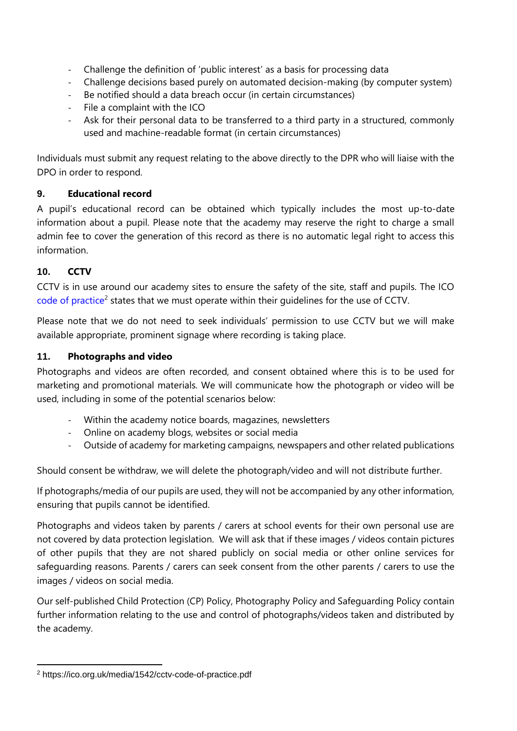- Challenge the definition of 'public interest' as a basis for processing data
- Challenge decisions based purely on automated decision-making (by computer system)
- Be notified should a data breach occur (in certain circumstances)
- File a complaint with the ICO
- Ask for their personal data to be transferred to a third party in a structured, commonly used and machine-readable format (in certain circumstances)

Individuals must submit any request relating to the above directly to the DPR who will liaise with the DPO in order to respond.

## 9. Educational record

A pupil's educational record can be obtained which typically includes the most up-to-date information about a pupil. Please note that the academy may reserve the right to charge a small admin fee to cover the generation of this record as there is no automatic legal right to access this information.

## 10. CCTV

CCTV is in use around our academy sites to ensure the safety of the site, staff and pupils. The ICO code of practice[2] states that we must operate within their guidelines for the use of CCTV.

Please note that we do not need to seek individuals' permission to use CCTV but we will make available appropriate, prominent signage where recording is taking place.

## 11. Photographs and video

Photographs and videos are often recorded, and consent obtained where this is to be used for marketing and promotional materials. We will communicate how the photograph or video will be used, including in some of the potential scenarios below:

- Within the academy notice boards, magazines, newsletters
- Online on academy blogs, websites or social media
- Outside of academy for marketing campaigns, newspapers and other related publications

Should consent be withdraw, we will delete the photograph/video and will not distribute further.

If photographs/media of our pupils are used, they will not be accompanied by any other information, ensuring that pupils cannot be identified.

Photographs and videos taken by parents / carers at school events for their own personal use are not covered by data protection legislation. We will ask that if these images / videos contain pictures of other pupils that they are not shared publicly on social media or other online services for safeguarding reasons. Parents / carers can seek consent from the other parents / carers to use the images / videos on social media.

Our self-published Child Protection (CP) Policy, Photography Policy and Safeguarding Policy contain further information relating to the use and control of photographs/videos taken and distributed by the academy.

---

[2] https://ico.org.uk/media/1542/cctv-code-of-practice.pdf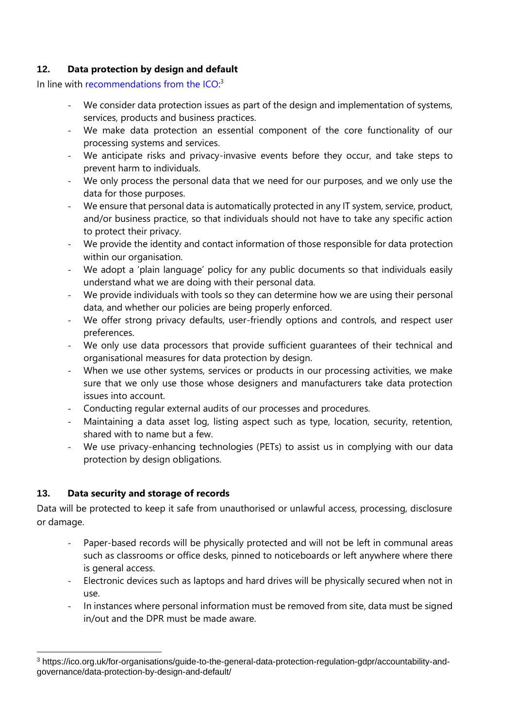## 12. Data protection by design and default

In line with recommendations from the ICO:[3]

- We consider data protection issues as part of the design and implementation of systems, services, products and business practices.
- We make data protection an essential component of the core functionality of our processing systems and services.
- We anticipate risks and privacy-invasive events before they occur, and take steps to prevent harm to individuals.
- We only process the personal data that we need for our purposes, and we only use the data for those purposes.
- We ensure that personal data is automatically protected in any IT system, service, product, and/or business practice, so that individuals should not have to take any specific action to protect their privacy.
- We provide the identity and contact information of those responsible for data protection within our organisation.
- We adopt a 'plain language' policy for any public documents so that individuals easily understand what we are doing with their personal data.
- We provide individuals with tools so they can determine how we are using their personal data, and whether our policies are being properly enforced.
- We offer strong privacy defaults, user-friendly options and controls, and respect user preferences.
- We only use data processors that provide sufficient guarantees of their technical and organisational measures for data protection by design.
- When we use other systems, services or products in our processing activities, we make sure that we only use those whose designers and manufacturers take data protection issues into account.
- Conducting regular external audits of our processes and procedures.
- Maintaining a data asset log, listing aspect such as type, location, security, retention, shared with to name but a few.
- We use privacy-enhancing technologies (PETs) to assist us in complying with our data protection by design obligations.

## 13. Data security and storage of records

Data will be protected to keep it safe from unauthorised or unlawful access, processing, disclosure or damage.

- Paper-based records will be physically protected and will not be left in communal areas such as classrooms or office desks, pinned to noticeboards or left anywhere where there is general access.
- Electronic devices such as laptops and hard drives will be physically secured when not in use.
- In instances where personal information must be removed from site, data must be signed in/out and the DPR must be made aware.

[3] https://ico.org.uk/for-organisations/guide-to-the-general-data-protection-regulation-gdpr/accountability-and-governance/data-protection-by-design-and-default/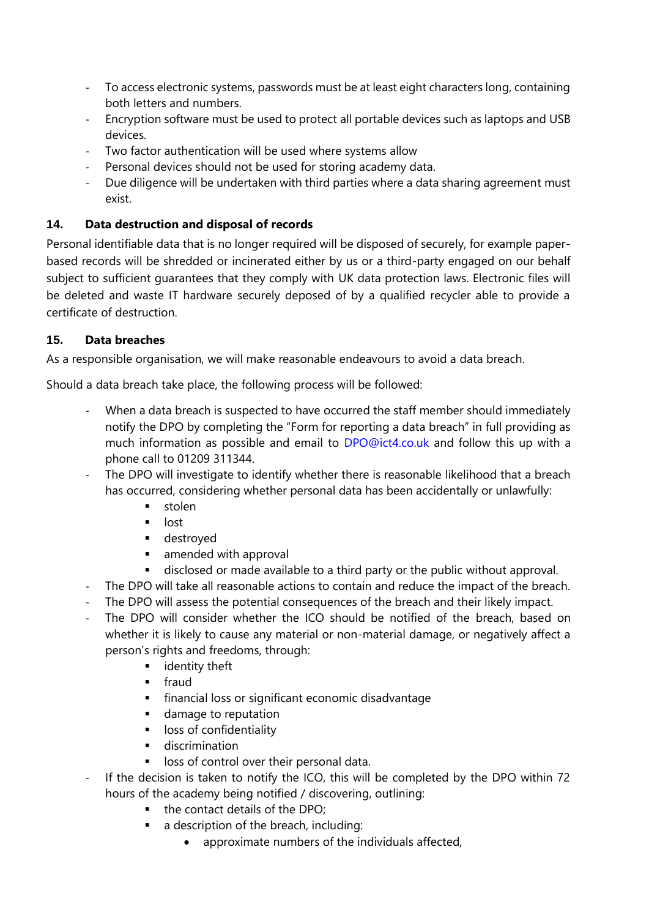- To access electronic systems, passwords must be at least eight characters long, containing both letters and numbers.
- Encryption software must be used to protect all portable devices such as laptops and USB devices.
- Two factor authentication will be used where systems allow
- Personal devices should not be used for storing academy data.
- Due diligence will be undertaken with third parties where a data sharing agreement must exist.

### 14. Data destruction and disposal of records

Personal identifiable data that is no longer required will be disposed of securely, for example paper-based records will be shredded or incinerated either by us or a third-party engaged on our behalf subject to sufficient guarantees that they comply with UK data protection laws. Electronic files will be deleted and waste IT hardware securely deposed of by a qualified recycler able to provide a certificate of destruction.

### 15. Data breaches

As a responsible organisation, we will make reasonable endeavours to avoid a data breach.

Should a data breach take place, the following process will be followed:

- When a data breach is suspected to have occurred the staff member should immediately notify the DPO by completing the "Form for reporting a data breach" in full providing as much information as possible and email to DPO@ict4.co.uk and follow this up with a phone call to 01209 311344.
- The DPO will investigate to identify whether there is reasonable likelihood that a breach has occurred, considering whether personal data has been accidentally or unlawfully:
  - stolen
  - lost
  - destroyed
  - amended with approval
  - disclosed or made available to a third party or the public without approval.
- The DPO will take all reasonable actions to contain and reduce the impact of the breach.
- The DPO will assess the potential consequences of the breach and their likely impact.
- The DPO will consider whether the ICO should be notified of the breach, based on whether it is likely to cause any material or non-material damage, or negatively affect a person's rights and freedoms, through:
  - identity theft
  - fraud
  - financial loss or significant economic disadvantage
  - damage to reputation
  - loss of confidentiality
  - discrimination
  - loss of control over their personal data.
- If the decision is taken to notify the ICO, this will be completed by the DPO within 72 hours of the academy being notified / discovering, outlining:
  - the contact details of the DPO;
  - a description of the breach, including:
    - approximate numbers of the individuals affected,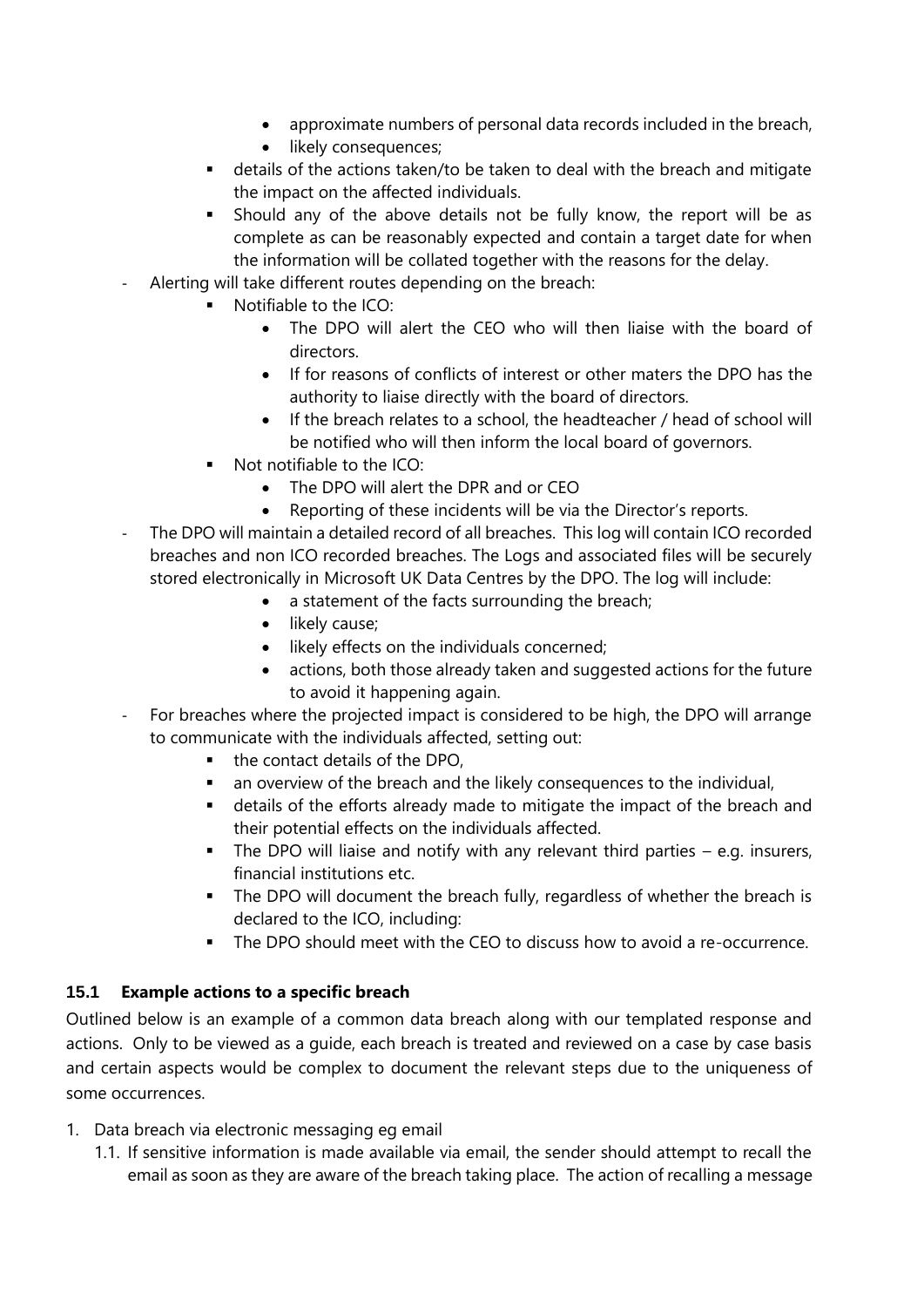- approximate numbers of personal data records included in the breach,
    - likely consequences;
  - details of the actions taken/to be taken to deal with the breach and mitigate the impact on the affected individuals.
  - Should any of the above details not be fully know, the report will be as complete as can be reasonably expected and contain a target date for when the information will be collated together with the reasons for the delay.
- Alerting will take different routes depending on the breach:
  - Notifiable to the ICO:
    - The DPO will alert the CEO who will then liaise with the board of directors.
    - If for reasons of conflicts of interest or other maters the DPO has the authority to liaise directly with the board of directors.
    - If the breach relates to a school, the headteacher / head of school will be notified who will then inform the local board of governors.
  - Not notifiable to the ICO:
    - The DPO will alert the DPR and or CEO
    - Reporting of these incidents will be via the Director's reports.
- The DPO will maintain a detailed record of all breaches. This log will contain ICO recorded breaches and non ICO recorded breaches. The Logs and associated files will be securely stored electronically in Microsoft UK Data Centres by the DPO. The log will include:
    - a statement of the facts surrounding the breach;
    - likely cause;
    - likely effects on the individuals concerned;
    - actions, both those already taken and suggested actions for the future to avoid it happening again.
- For breaches where the projected impact is considered to be high, the DPO will arrange to communicate with the individuals affected, setting out:
  - the contact details of the DPO,
  - an overview of the breach and the likely consequences to the individual,
  - details of the efforts already made to mitigate the impact of the breach and their potential effects on the individuals affected.
  - The DPO will liaise and notify with any relevant third parties – e.g. insurers, financial institutions etc.
  - The DPO will document the breach fully, regardless of whether the breach is declared to the ICO, including:
  - The DPO should meet with the CEO to discuss how to avoid a re-occurrence.

### 15.1 Example actions to a specific breach

Outlined below is an example of a common data breach along with our templated response and actions. Only to be viewed as a guide, each breach is treated and reviewed on a case by case basis and certain aspects would be complex to document the relevant steps due to the uniqueness of some occurrences.

1. Data breach via electronic messaging eg email
   1.1. If sensitive information is made available via email, the sender should attempt to recall the email as soon as they are aware of the breach taking place. The action of recalling a message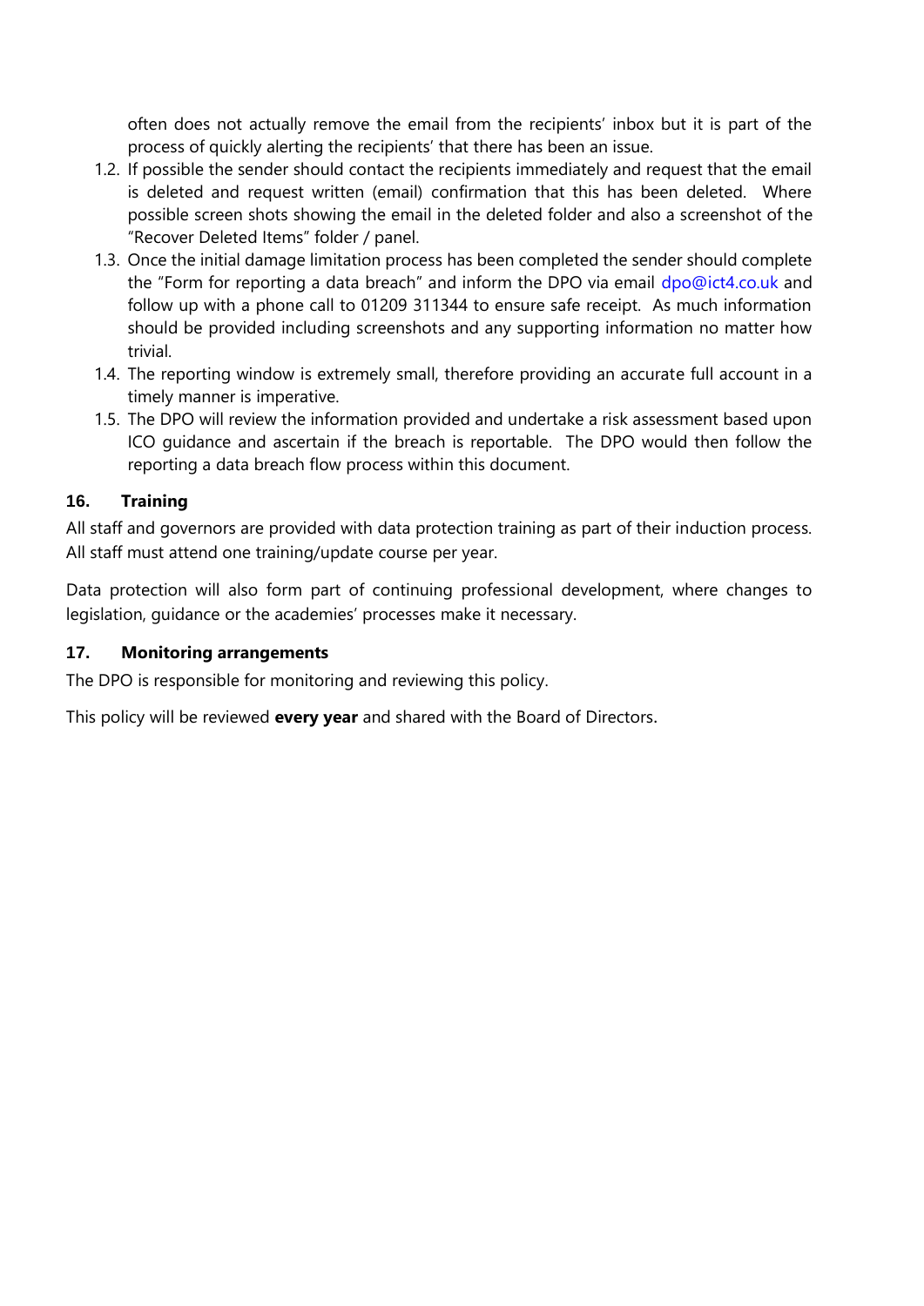often does not actually remove the email from the recipients' inbox but it is part of the process of quickly alerting the recipients' that there has been an issue.

1.2. If possible the sender should contact the recipients immediately and request that the email is deleted and request written (email) confirmation that this has been deleted. Where possible screen shots showing the email in the deleted folder and also a screenshot of the "Recover Deleted Items" folder / panel.
1.3. Once the initial damage limitation process has been completed the sender should complete the "Form for reporting a data breach" and inform the DPO via email dpo@ict4.co.uk and follow up with a phone call to 01209 311344 to ensure safe receipt. As much information should be provided including screenshots and any supporting information no matter how trivial.
1.4. The reporting window is extremely small, therefore providing an accurate full account in a timely manner is imperative.
1.5. The DPO will review the information provided and undertake a risk assessment based upon ICO guidance and ascertain if the breach is reportable. The DPO would then follow the reporting a data breach flow process within this document.

## 16. Training

All staff and governors are provided with data protection training as part of their induction process. All staff must attend one training/update course per year.

Data protection will also form part of continuing professional development, where changes to legislation, guidance or the academies' processes make it necessary.

## 17. Monitoring arrangements

The DPO is responsible for monitoring and reviewing this policy.

This policy will be reviewed **every year** and shared with the Board of Directors.